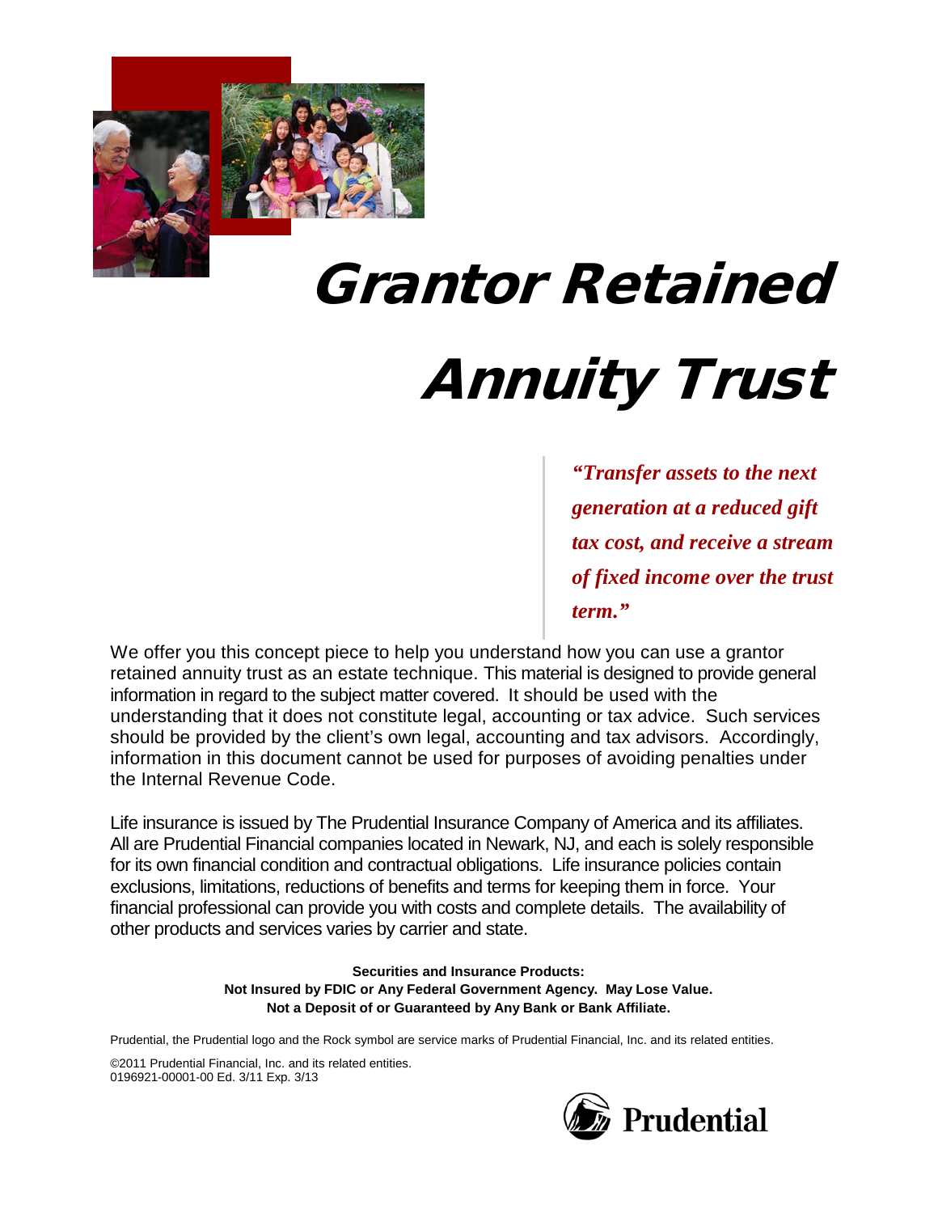# Grantor Retained Annuity Trust

> ***"Transfer assets to the next generation at a reduced gift tax cost, and receive a stream of fixed income over the trust term."***

We offer you this concept piece to help you understand how you can use a grantor retained annuity trust as an estate technique. This material is designed to provide general information in regard to the subject matter covered. It should be used with the understanding that it does not constitute legal, accounting or tax advice. Such services should be provided by the client's own legal, accounting and tax advisors. Accordingly, information in this document cannot be used for purposes of avoiding penalties under the Internal Revenue Code.

Life insurance is issued by The Prudential Insurance Company of America and its affiliates. All are Prudential Financial companies located in Newark, NJ, and each is solely responsible for its own financial condition and contractual obligations. Life insurance policies contain exclusions, limitations, reductions of benefits and terms for keeping them in force. Your financial professional can provide you with costs and complete details. The availability of other products and services varies by carrier and state.

**Securities and Insurance Products:**
**Not Insured by FDIC or Any Federal Government Agency. May Lose Value.**
**Not a Deposit of or Guaranteed by Any Bank or Bank Affiliate.**

Prudential, the Prudential logo and the Rock symbol are service marks of Prudential Financial, Inc. and its related entities.

©2011 Prudential Financial, Inc. and its related entities.
0196921-00001-00 Ed. 3/11 Exp. 3/13

Prudential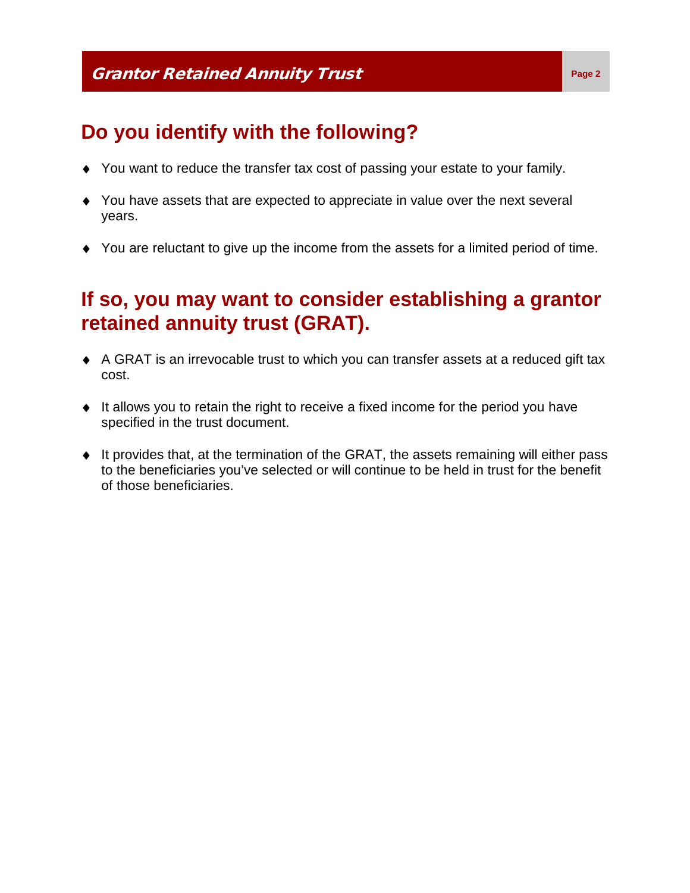## Do you identify with the following?

- You want to reduce the transfer tax cost of passing your estate to your family.
- You have assets that are expected to appreciate in value over the next several years.
- You are reluctant to give up the income from the assets for a limited period of time.

## If so, you may want to consider establishing a grantor retained annuity trust (GRAT).

- A GRAT is an irrevocable trust to which you can transfer assets at a reduced gift tax cost.
- It allows you to retain the right to receive a fixed income for the period you have specified in the trust document.
- It provides that, at the termination of the GRAT, the assets remaining will either pass to the beneficiaries you've selected or will continue to be held in trust for the benefit of those beneficiaries.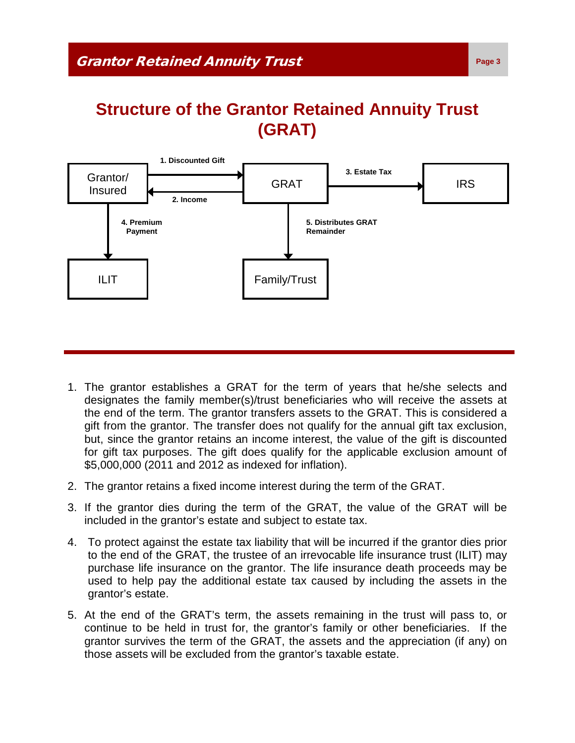# Structure of the Grantor Retained Annuity Trust (GRAT)

Grantor/ Insured → 1. Discounted Gift → GRAT

GRAT → 2. Income → Grantor/ Insured

GRAT → 3. Estate Tax → IRS

Grantor/ Insured → 4. Premium Payment → ILIT

GRAT → 5. Distributes GRAT Remainder → Family/Trust

---

1. The grantor establishes a GRAT for the term of years that he/she selects and designates the family member(s)/trust beneficiaries who will receive the assets at the end of the term. The grantor transfers assets to the GRAT. This is considered a gift from the grantor. The transfer does not qualify for the annual gift tax exclusion, but, since the grantor retains an income interest, the value of the gift is discounted for gift tax purposes. The gift does qualify for the applicable exclusion amount of $5,000,000 (2011 and 2012 as indexed for inflation).

2. The grantor retains a fixed income interest during the term of the GRAT.

3. If the grantor dies during the term of the GRAT, the value of the GRAT will be included in the grantor's estate and subject to estate tax.

4. To protect against the estate tax liability that will be incurred if the grantor dies prior to the end of the GRAT, the trustee of an irrevocable life insurance trust (ILIT) may purchase life insurance on the grantor. The life insurance death proceeds may be used to help pay the additional estate tax caused by including the assets in the grantor's estate.

5. At the end of the GRAT's term, the assets remaining in the trust will pass to, or continue to be held in trust for, the grantor's family or other beneficiaries. If the grantor survives the term of the GRAT, the assets and the appreciation (if any) on those assets will be excluded from the grantor's taxable estate.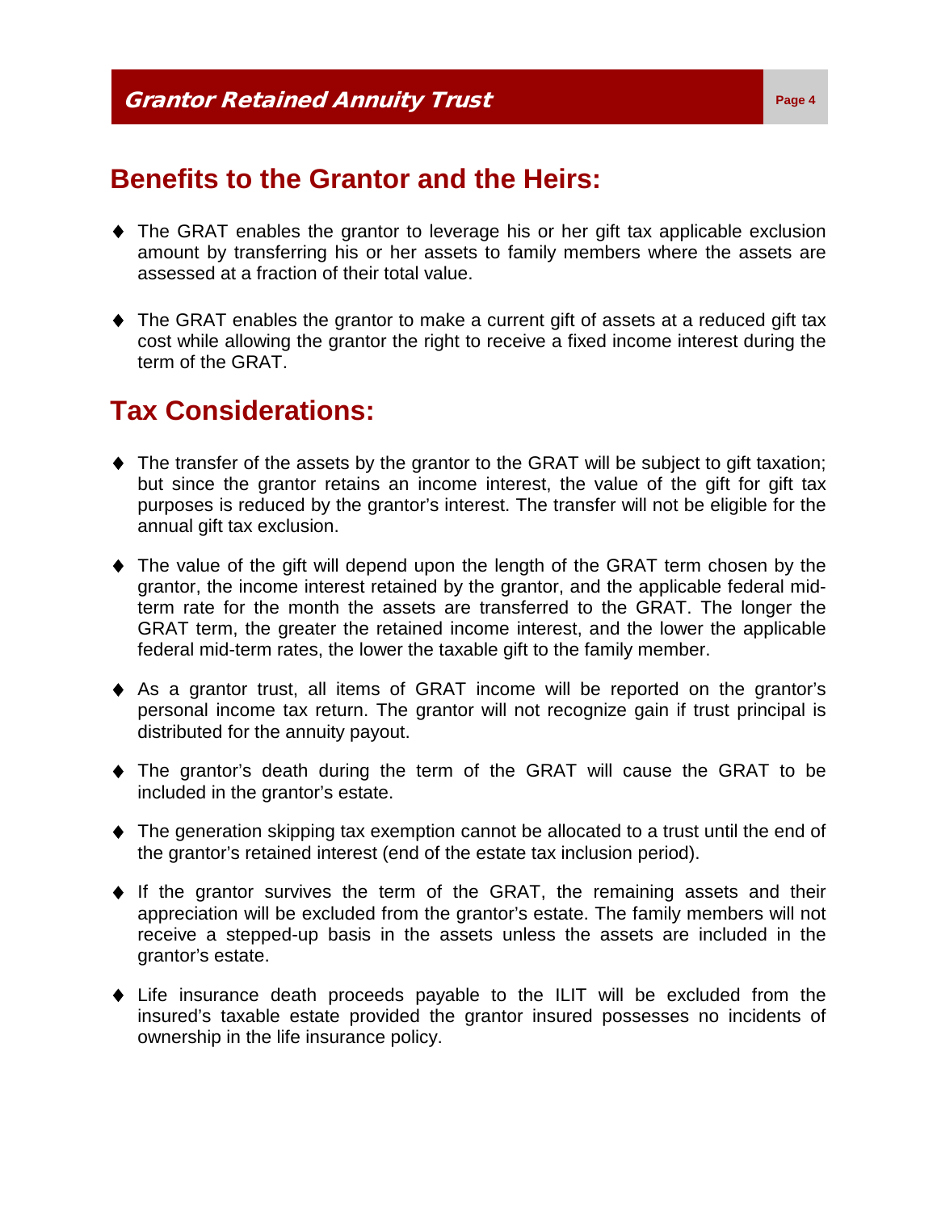## Benefits to the Grantor and the Heirs:

- The GRAT enables the grantor to leverage his or her gift tax applicable exclusion amount by transferring his or her assets to family members where the assets are assessed at a fraction of their total value.

- The GRAT enables the grantor to make a current gift of assets at a reduced gift tax cost while allowing the grantor the right to receive a fixed income interest during the term of the GRAT.

## Tax Considerations:

- The transfer of the assets by the grantor to the GRAT will be subject to gift taxation; but since the grantor retains an income interest, the value of the gift for gift tax purposes is reduced by the grantor's interest. The transfer will not be eligible for the annual gift tax exclusion.

- The value of the gift will depend upon the length of the GRAT term chosen by the grantor, the income interest retained by the grantor, and the applicable federal mid-term rate for the month the assets are transferred to the GRAT. The longer the GRAT term, the greater the retained income interest, and the lower the applicable federal mid-term rates, the lower the taxable gift to the family member.

- As a grantor trust, all items of GRAT income will be reported on the grantor's personal income tax return. The grantor will not recognize gain if trust principal is distributed for the annuity payout.

- The grantor's death during the term of the GRAT will cause the GRAT to be included in the grantor's estate.

- The generation skipping tax exemption cannot be allocated to a trust until the end of the grantor's retained interest (end of the estate tax inclusion period).

- If the grantor survives the term of the GRAT, the remaining assets and their appreciation will be excluded from the grantor's estate. The family members will not receive a stepped-up basis in the assets unless the assets are included in the grantor's estate.

- Life insurance death proceeds payable to the ILIT will be excluded from the insured's taxable estate provided the grantor insured possesses no incidents of ownership in the life insurance policy.